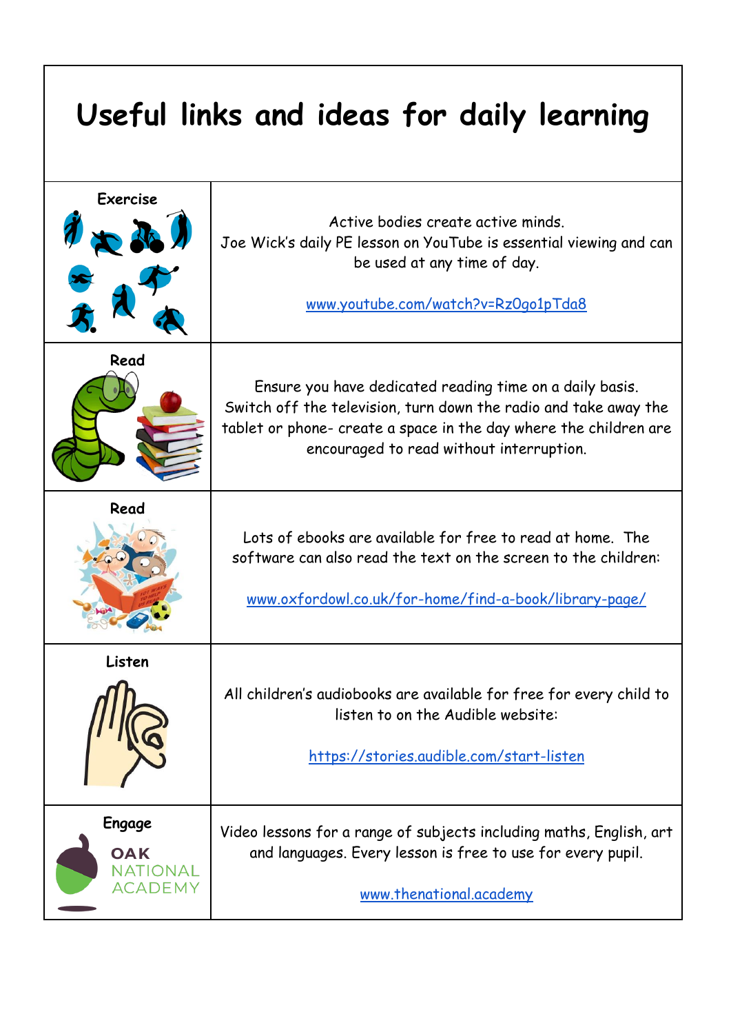# Useful links and ideas for daily learning

| | |
|---|---|
| **Exercise** | Active bodies create active minds.<br>Joe Wick's daily PE lesson on YouTube is essential viewing and can be used at any time of day.<br><br>[www.youtube.com/watch?v=Rz0go1pTda8](www.youtube.com/watch?v=Rz0go1pTda8) |
| **Read** | Ensure you have dedicated reading time on a daily basis. Switch off the television, turn down the radio and take away the tablet or phone- create a space in the day where the children are encouraged to read without interruption. |
| **Read** | Lots of ebooks are available for free to read at home. The software can also read the text on the screen to the children:<br><br>[www.oxfordowl.co.uk/for-home/find-a-book/library-page/](www.oxfordowl.co.uk/for-home/find-a-book/library-page/) |
| **Listen** | All children's audiobooks are available for free for every child to listen to on the Audible website:<br><br>[https://stories.audible.com/start-listen](https://stories.audible.com/start-listen) |
| **Engage**<br>OAK NATIONAL ACADEMY | Video lessons for a range of subjects including maths, English, art and languages. Every lesson is free to use for every pupil.<br><br>[www.thenational.academy](www.thenational.academy) |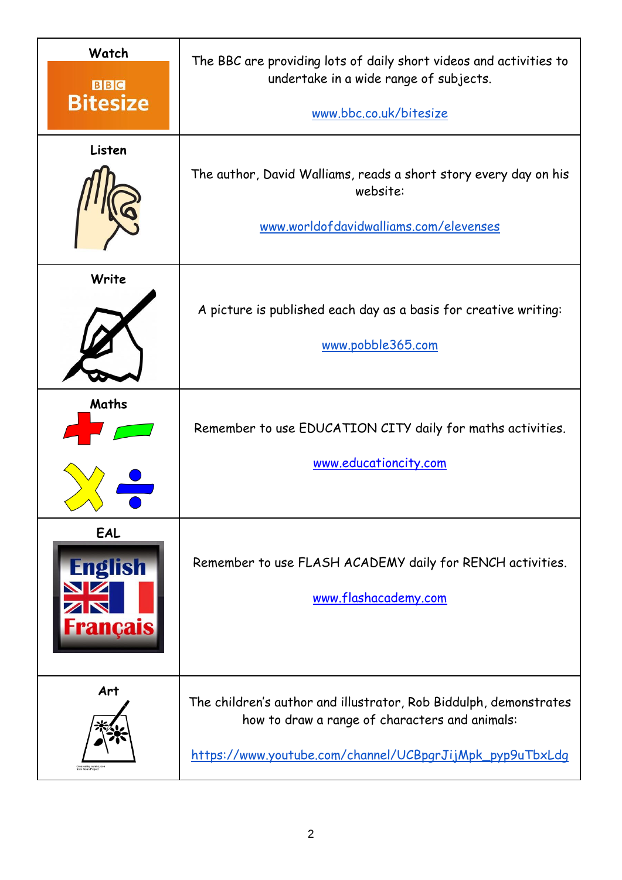| | |
|---|---|
| **Watch** BBC Bitesize | The BBC are providing lots of daily short videos and activities to undertake in a wide range of subjects. www.bbc.co.uk/bitesize |
| **Listen** | The author, David Walliams, reads a short story every day on his website: www.worldofdavidwalliams.com/elevenses |
| **Write** | A picture is published each day as a basis for creative writing: www.pobble365.com |
| **Maths** | Remember to use EDUCATION CITY daily for maths activities. www.educationcity.com |
| **EAL** English Français | Remember to use FLASH ACADEMY daily for RENCH activities. www.flashacademy.com |
| **Art** | The children's author and illustrator, Rob Biddulph, demonstrates how to draw a range of characters and animals: https://www.youtube.com/channel/UCBpgrJijMpk_pyp9uTbxLdg |